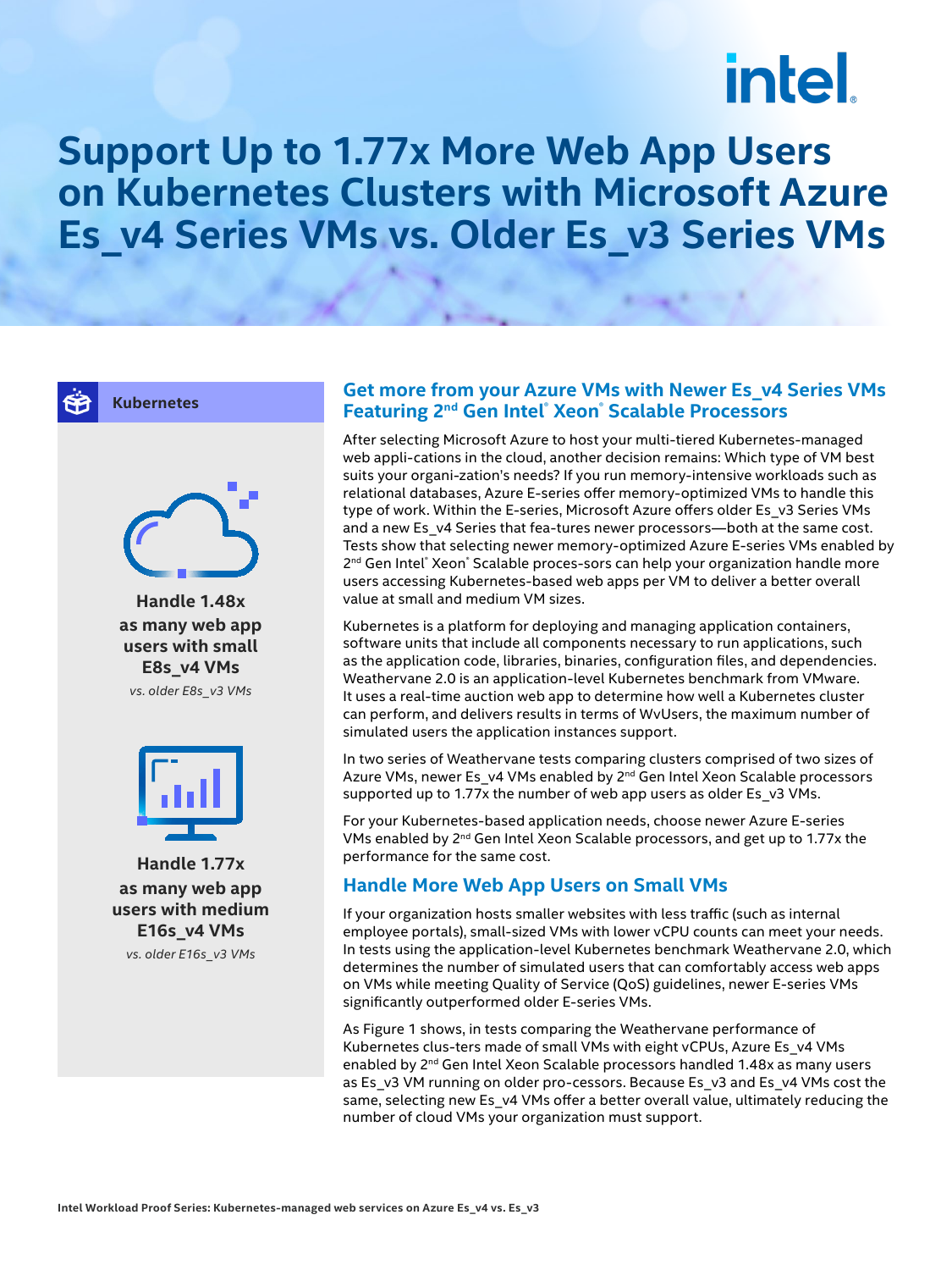# Support Up to 1.77x More Web App Users on Kubernetes Clusters with Microsoft Azure Es_v4 Series VMs vs. Older Es_v3 Series VMs

**Kubernetes**

**Handle 1.48x as many web app users with small E8s_v4 VMs**

*vs. older E8s_v3 VMs*

**Handle 1.77x as many web app users with medium E16s_v4 VMs**

*vs. older E16s_v3 VMs*

## Get more from your Azure VMs with Newer Es_v4 Series VMs Featuring 2nd Gen Intel® Xeon® Scalable Processors

After selecting Microsoft Azure to host your multi-tiered Kubernetes-managed web appli-cations in the cloud, another decision remains: Which type of VM best suits your organi-zation's needs? If you run memory-intensive workloads such as relational databases, Azure E-series offer memory-optimized VMs to handle this type of work. Within the E-series, Microsoft Azure offers older Es_v3 Series VMs and a new Es_v4 Series that fea-tures newer processors—both at the same cost. Tests show that selecting newer memory-optimized Azure E-series VMs enabled by 2nd Gen Intel® Xeon® Scalable proces-sors can help your organization handle more users accessing Kubernetes-based web apps per VM to deliver a better overall value at small and medium VM sizes.

Kubernetes is a platform for deploying and managing application containers, software units that include all components necessary to run applications, such as the application code, libraries, binaries, configuration files, and dependencies. Weathervane 2.0 is an application-level Kubernetes benchmark from VMware. It uses a real-time auction web app to determine how well a Kubernetes cluster can perform, and delivers results in terms of WvUsers, the maximum number of simulated users the application instances support.

In two series of Weathervane tests comparing clusters comprised of two sizes of Azure VMs, newer Es_v4 VMs enabled by 2nd Gen Intel Xeon Scalable processors supported up to 1.77x the number of web app users as older Es_v3 VMs.

For your Kubernetes-based application needs, choose newer Azure E-series VMs enabled by 2nd Gen Intel Xeon Scalable processors, and get up to 1.77x the performance for the same cost.

## Handle More Web App Users on Small VMs

If your organization hosts smaller websites with less traffic (such as internal employee portals), small-sized VMs with lower vCPU counts can meet your needs. In tests using the application-level Kubernetes benchmark Weathervane 2.0, which determines the number of simulated users that can comfortably access web apps on VMs while meeting Quality of Service (QoS) guidelines, newer E-series VMs significantly outperformed older E-series VMs.

As Figure 1 shows, in tests comparing the Weathervane performance of Kubernetes clus-ters made of small VMs with eight vCPUs, Azure Es_v4 VMs enabled by 2nd Gen Intel Xeon Scalable processors handled 1.48x as many users as Es_v3 VM running on older pro-cessors. Because Es_v3 and Es_v4 VMs cost the same, selecting new Es_v4 VMs offer a better overall value, ultimately reducing the number of cloud VMs your organization must support.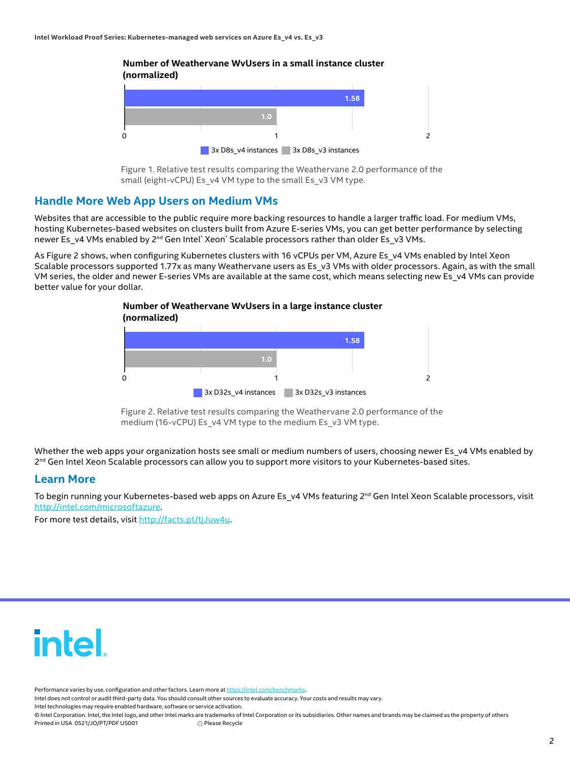**Number of Weathervane WvUsers in a small instance cluster (normalized)**

1.58

1.0

0

1

2

3x D8s_v4 instances 3x D8s_v3 instances

Figure 1. Relative test results comparing the Weathervane 2.0 performance of the small (eight-vCPU) Es_v4 VM type to the small Es_v3 VM type.

## Handle More Web App Users on Medium VMs

Websites that are accessible to the public require more backing resources to handle a larger traffic load. For medium VMs, hosting Kubernetes-based websites on clusters built from Azure E-series VMs, you can get better performance by selecting newer Es_v4 VMs enabled by 2nd Gen Intel® Xeon® Scalable processors rather than older Es_v3 VMs.

As Figure 2 shows, when configuring Kubernetes clusters with 16 vCPUs per VM, Azure Es_v4 VMs enabled by Intel Xeon Scalable processors supported 1.77x as many Weathervane users as Es_v3 VMs with older processors. Again, as with the small VM series, the older and newer E-series VMs are available at the same cost, which means selecting new Es_v4 VMs can provide better value for your dollar.

**Number of Weathervane WvUsers in a large instance cluster (normalized)**

1.58

1.0

0

1

2

3x D32s_v4 instances 3x D32s_v3 instances

Figure 2. Relative test results comparing the Weathervane 2.0 performance of the medium (16-vCPU) Es_v4 VM type to the medium Es_v3 VM type.

Whether the web apps your organization hosts see small or medium numbers of users, choosing newer Es_v4 VMs enabled by 2nd Gen Intel Xeon Scalable processors can allow you to support more visitors to your Kubernetes-based sites.

## Learn More

To begin running your Kubernetes-based web apps on Azure Es_v4 VMs featuring 2nd Gen Intel Xeon Scalable processors, visit http://intel.com/microsoftazure.

For more test details, visit http://facts.pt/tjJuw4u.

intel.

Performance varies by use, configuration and other factors. Learn more at https://intel.com/benchmarks.

Intel does not control or audit third-party data. You should consult other sources to evaluate accuracy. Your costs and results may vary.

Intel technologies may require enabled hardware, software or service activation.

© Intel Corporation. Intel, the Intel logo, and other Intel marks are trademarks of Intel Corporation or its subsidiaries. Other names and brands may be claimed as the property of others

Printed in USA 0521/JO/PT/PDF US001 Please Recycle